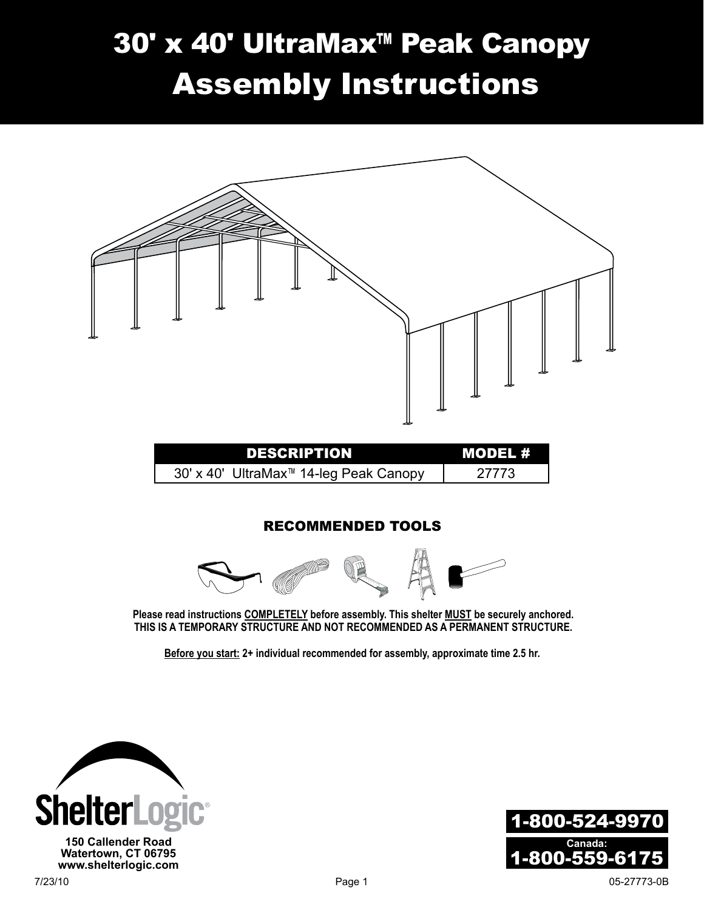# 30' x 40' UltraMax™ Peak Canopy Assembly Instructions

| DESCRIPTION | MODEL # |
|---|---|
| 30' x 40' UltraMax™ 14-leg Peak Canopy | 27773 |

## RECOMMENDED TOOLS

**Please read instructions COMPLETELY before assembly. This shelter MUST be securely anchored.**
**THIS IS A TEMPORARY STRUCTURE AND NOT RECOMMENDED AS A PERMANENT STRUCTURE.**

**Before you start: 2+ individual recommended for assembly, approximate time 2.5 hr.**

ShelterLogic®

150 Callender Road
Watertown, CT 06795
www.shelterlogic.com

1-800-524-9970

Canada:
1-800-559-6175

7/23/10

05-27773-0B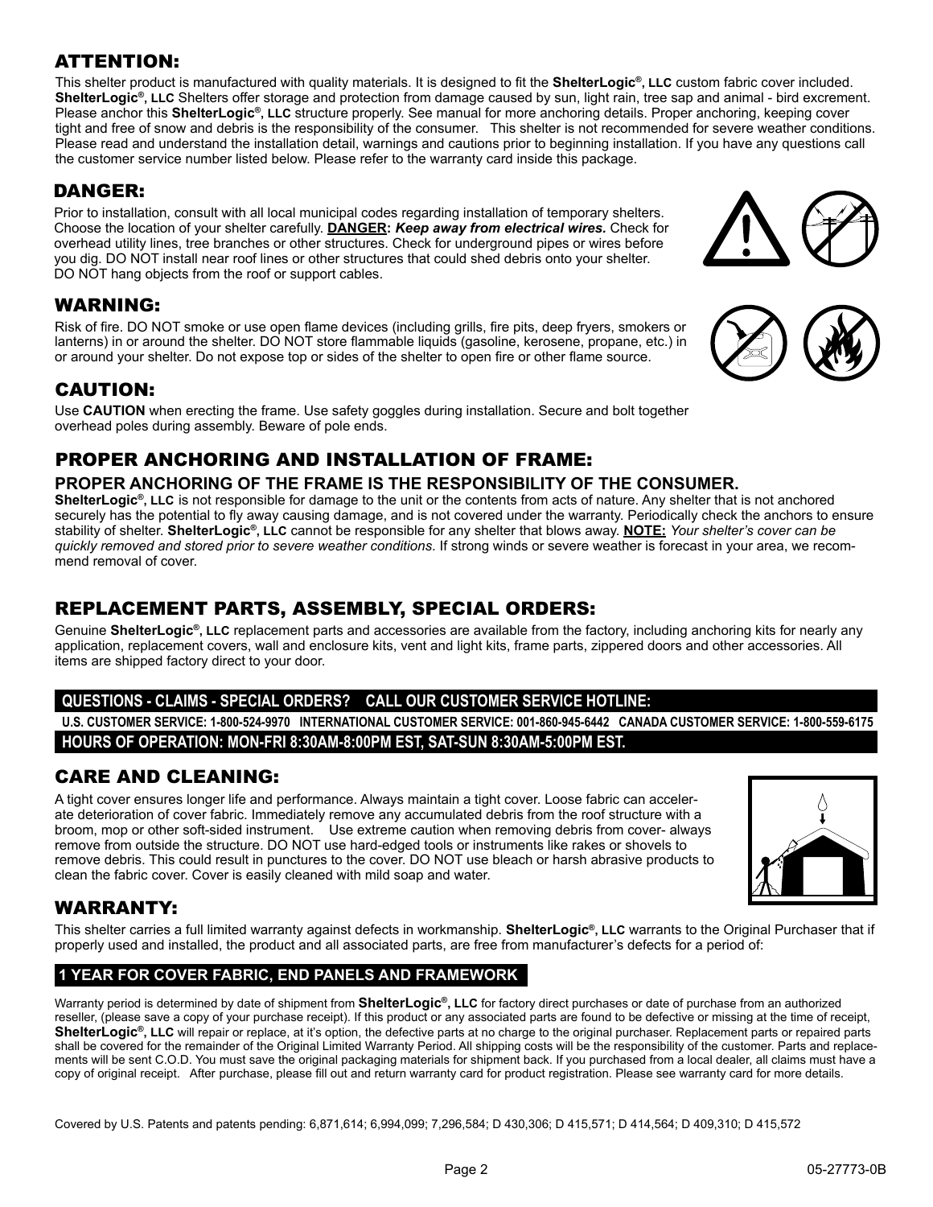## ATTENTION:

This shelter product is manufactured with quality materials. It is designed to fit the **ShelterLogic®, LLC** custom fabric cover included. **ShelterLogic®, LLC** Shelters offer storage and protection from damage caused by sun, light rain, tree sap and animal - bird excrement. Please anchor this **ShelterLogic®, LLC** structure properly. See manual for more anchoring details. Proper anchoring, keeping cover tight and free of snow and debris is the responsibility of the consumer. This shelter is not recommended for severe weather conditions. Please read and understand the installation detail, warnings and cautions prior to beginning installation. If you have any questions call the customer service number listed below. Please refer to the warranty card inside this package.

## DANGER:

Prior to installation, consult with all local municipal codes regarding installation of temporary shelters. Choose the location of your shelter carefully. **DANGER:** ***Keep away from electrical wires.*** Check for overhead utility lines, tree branches or other structures. Check for underground pipes or wires before you dig. DO NOT install near roof lines or other structures that could shed debris onto your shelter. DO NOT hang objects from the roof or support cables.

## WARNING:

Risk of fire. DO NOT smoke or use open flame devices (including grills, fire pits, deep fryers, smokers or lanterns) in or around the shelter. DO NOT store flammable liquids (gasoline, kerosene, propane, etc.) in or around your shelter. Do not expose top or sides of the shelter to open fire or other flame source.

## CAUTION:

Use **CAUTION** when erecting the frame. Use safety goggles during installation. Secure and bolt together overhead poles during assembly. Beware of pole ends.

## PROPER ANCHORING AND INSTALLATION OF FRAME:

### PROPER ANCHORING OF THE FRAME IS THE RESPONSIBILITY OF THE CONSUMER.

**ShelterLogic®, LLC** is not responsible for damage to the unit or the contents from acts of nature. Any shelter that is not anchored securely has the potential to fly away causing damage, and is not covered under the warranty. Periodically check the anchors to ensure stability of shelter. **ShelterLogic®, LLC** cannot be responsible for any shelter that blows away. **NOTE:** *Your shelter's cover can be quickly removed and stored prior to severe weather conditions*. If strong winds or severe weather is forecast in your area, we recommend removal of cover.

## REPLACEMENT PARTS, ASSEMBLY, SPECIAL ORDERS:

Genuine **ShelterLogic®, LLC** replacement parts and accessories are available from the factory, including anchoring kits for nearly any application, replacement covers, wall and enclosure kits, vent and light kits, frame parts, zippered doors and other accessories. All items are shipped factory direct to your door.

**QUESTIONS - CLAIMS - SPECIAL ORDERS? CALL OUR CUSTOMER SERVICE HOTLINE:**

**U.S. CUSTOMER SERVICE: 1-800-524-9970 INTERNATIONAL CUSTOMER SERVICE: 001-860-945-6442 CANADA CUSTOMER SERVICE: 1-800-559-6175**

**HOURS OF OPERATION: MON-FRI 8:30AM-8:00PM EST, SAT-SUN 8:30AM-5:00PM EST.**

## CARE AND CLEANING:

A tight cover ensures longer life and performance. Always maintain a tight cover. Loose fabric can accelerate deterioration of cover fabric. Immediately remove any accumulated debris from the roof structure with a broom, mop or other soft-sided instrument. Use extreme caution when removing debris from cover- always remove from outside the structure. DO NOT use hard-edged tools or instruments like rakes or shovels to remove debris. This could result in punctures to the cover. DO NOT use bleach or harsh abrasive products to clean the fabric cover. Cover is easily cleaned with mild soap and water.

## WARRANTY:

This shelter carries a full limited warranty against defects in workmanship. **ShelterLogic®, LLC** warrants to the Original Purchaser that if properly used and installed, the product and all associated parts, are free from manufacturer's defects for a period of:

**1 YEAR FOR COVER FABRIC, END PANELS AND FRAMEWORK**

Warranty period is determined by date of shipment from **ShelterLogic®, LLC** for factory direct purchases or date of purchase from an authorized reseller, (please save a copy of your purchase receipt). If this product or any associated parts are found to be defective or missing at the time of receipt, **ShelterLogic®, LLC** will repair or replace, at it's option, the defective parts at no charge to the original purchaser. Replacement parts or repaired parts shall be covered for the remainder of the Original Limited Warranty Period. All shipping costs will be the responsibility of the customer. Parts and replacements will be sent C.O.D. You must save the original packaging materials for shipment back. If you purchased from a local dealer, all claims must have a copy of original receipt. After purchase, please fill out and return warranty card for product registration. Please see warranty card for more details.

Covered by U.S. Patents and patents pending: 6,871,614; 6,994,099; 7,296,584; D 430,306; D 415,571; D 414,564; D 409,310; D 415,572

05-27773-0B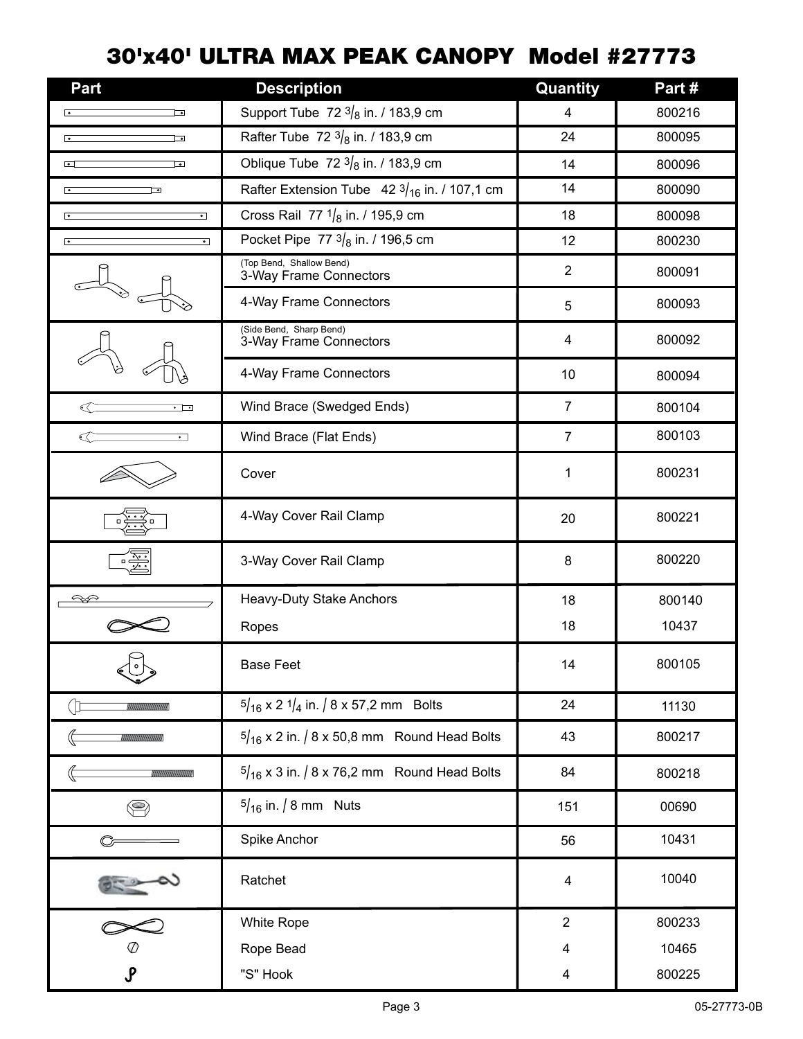# 30'x40' ULTRA MAX PEAK CANOPY Model #27773

| Part | Description | Quantity | Part # |
|---|---|---|---|
| | Support Tube 72 3/8 in. / 183,9 cm | 4 | 800216 |
| | Rafter Tube 72 3/8 in. / 183,9 cm | 24 | 800095 |
| | Oblique Tube 72 3/8 in. / 183,9 cm | 14 | 800096 |
| | Rafter Extension Tube 42 3/16 in. / 107,1 cm | 14 | 800090 |
| | Cross Rail 77 1/8 in. / 195,9 cm | 18 | 800098 |
| | Pocket Pipe 77 3/8 in. / 196,5 cm | 12 | 800230 |
| | (Top Bend, Shallow Bend) 3-Way Frame Connectors | 2 | 800091 |
| | 4-Way Frame Connectors | 5 | 800093 |
| | (Side Bend, Sharp Bend) 3-Way Frame Connectors | 4 | 800092 |
| | 4-Way Frame Connectors | 10 | 800094 |
| | Wind Brace (Swedged Ends) | 7 | 800104 |
| | Wind Brace (Flat Ends) | 7 | 800103 |
| | Cover | 1 | 800231 |
| | 4-Way Cover Rail Clamp | 20 | 800221 |
| | 3-Way Cover Rail Clamp | 8 | 800220 |
| | Heavy-Duty Stake Anchors | 18 | 800140 |
| | Ropes | 18 | 10437 |
| | Base Feet | 14 | 800105 |
| | 5/16 x 2 1/4 in. / 8 x 57,2 mm Bolts | 24 | 11130 |
| | 5/16 x 2 in. / 8 x 50,8 mm Round Head Bolts | 43 | 800217 |
| | 5/16 x 3 in. / 8 x 76,2 mm Round Head Bolts | 84 | 800218 |
| | 5/16 in. / 8 mm Nuts | 151 | 00690 |
| | Spike Anchor | 56 | 10431 |
| | Ratchet | 4 | 10040 |
| | White Rope | 2 | 800233 |
| | Rope Bead | 4 | 10465 |
| | "S" Hook | 4 | 800225 |

05-27773-0B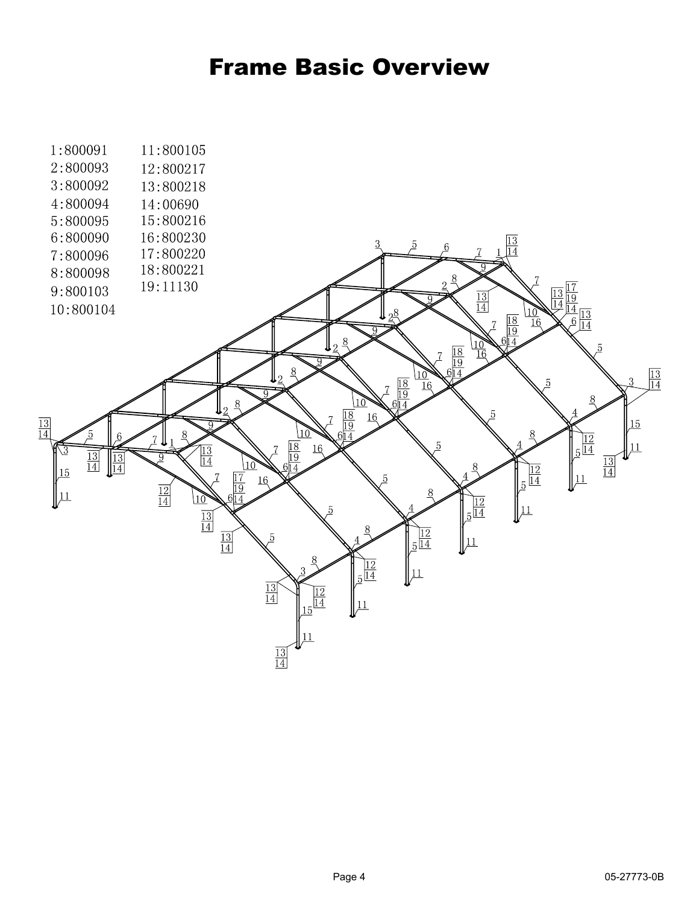# Frame Basic Overview

1:800091
2:800093
3:800092
4:800094
5:800095
6:800090
7:800096
8:800098
9:800103
10:800104

11:800105
12:800217
13:800218
14:00690
15:800216
16:800230
17:800220
18:800221
19:11130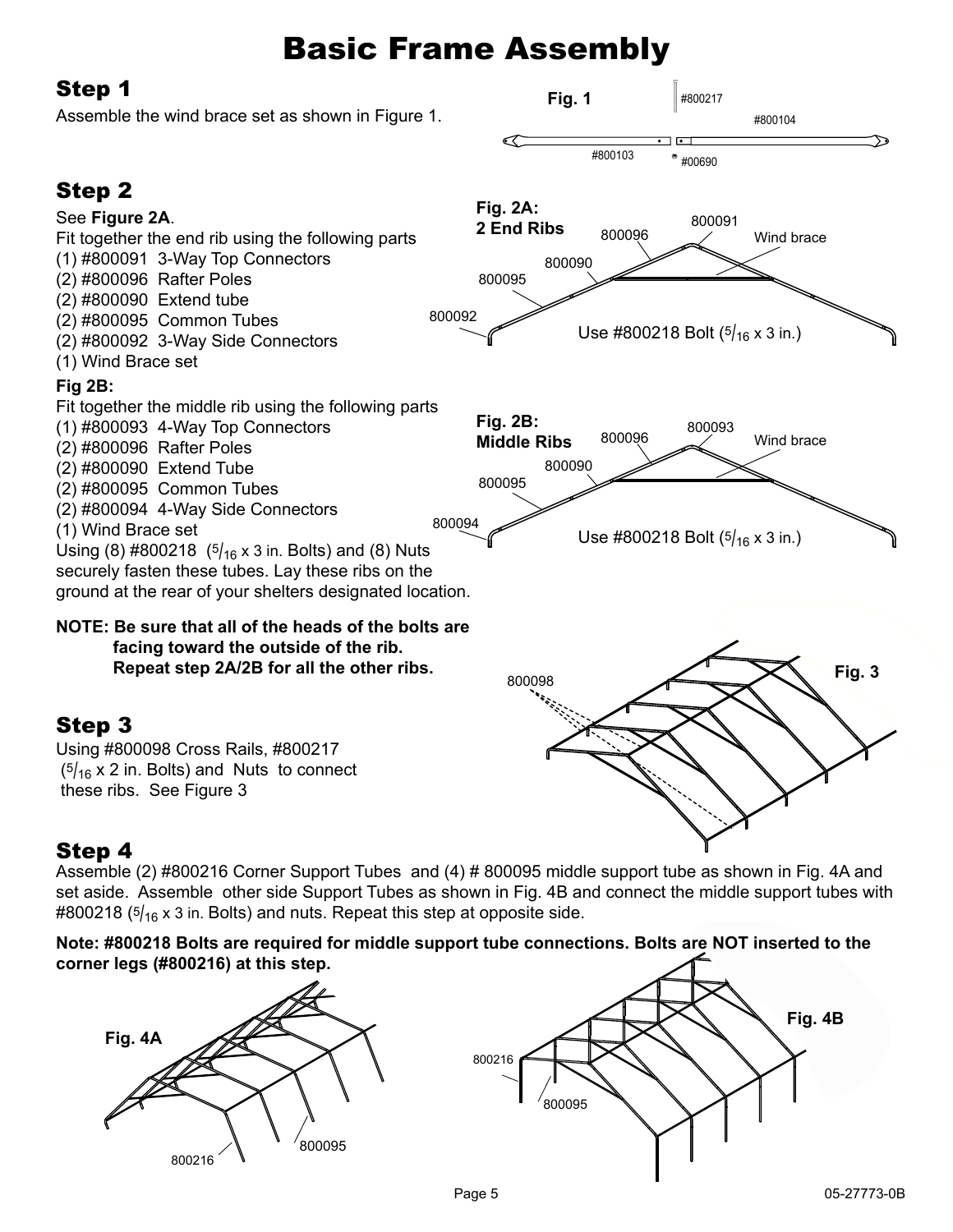# Basic Frame Assembly

## Step 1

Assemble the wind brace set as shown in Figure 1.

## Step 2

See **Figure 2A**.

Fit together the end rib using the following parts

(1) #800091 3-Way Top Connectors
(2) #800096 Rafter Poles
(2) #800090 Extend tube
(2) #800095 Common Tubes
(2) #800092 3-Way Side Connectors
(1) Wind Brace set

**Fig 2B:**

Fit together the middle rib using the following parts

(1) #800093 4-Way Top Connectors
(2) #800096 Rafter Poles
(2) #800090 Extend Tube
(2) #800095 Common Tubes
(2) #800094 4-Way Side Connectors
(1) Wind Brace set

Using (8) #800218 ($^5/_{16}$ x 3 in. Bolts) and (8) Nuts securely fasten these tubes. Lay these ribs on the ground at the rear of your shelters designated location.

**NOTE: Be sure that all of the heads of the bolts are facing toward the outside of the rib. Repeat step 2A/2B for all the other ribs.**

Fig. 1

#800217 #800104 #800103 #00690

**Fig. 2A: 2 End Ribs**

800091 800096 Wind brace 800090 800095 800092

Use #800218 Bolt ($^5/_{16}$ x 3 in.)

**Fig. 2B: Middle Ribs**

800093 800096 Wind brace 800090 800095 800094

Use #800218 Bolt ($^5/_{16}$ x 3 in.)

## Step 3

Using #800098 Cross Rails, #800217 ($^5/_{16}$ x 2 in. Bolts) and Nuts to connect these ribs. See Figure 3

**Fig. 3**

800098

## Step 4

Assemble (2) #800216 Corner Support Tubes and (4) # 800095 middle support tube as shown in Fig. 4A and set aside. Assemble other side Support Tubes as shown in Fig. 4B and connect the middle support tubes with #800218 ($^5/_{16}$ x 3 in. Bolts) and nuts. Repeat this step at opposite side.

**Note: #800218 Bolts are required for middle support tube connections. Bolts are NOT inserted to the corner legs (#800216) at this step.**

**Fig. 4A**

800216 800095

**Fig. 4B**

800216 800095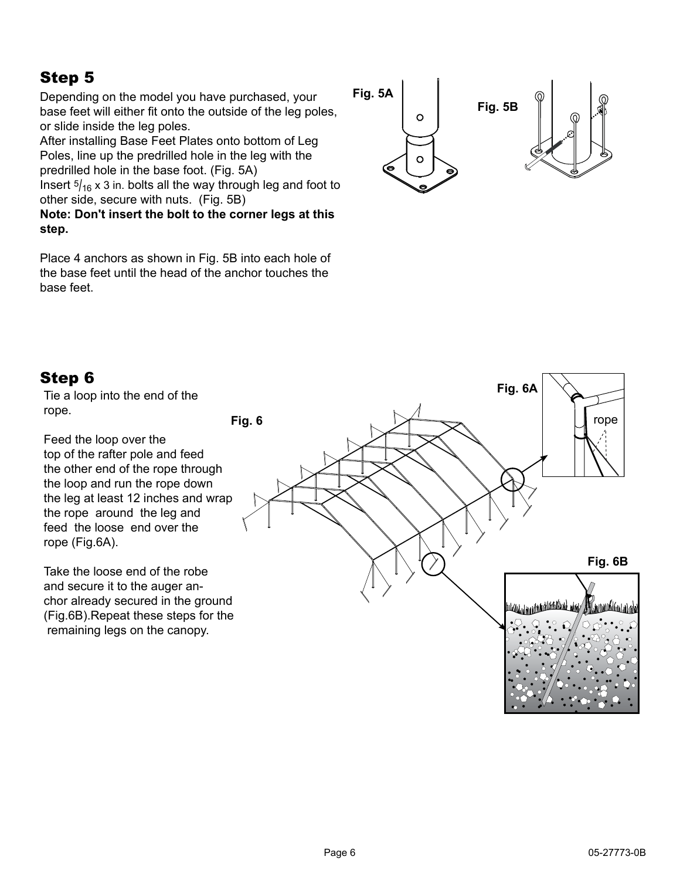## Step 5

Depending on the model you have purchased, your base feet will either fit onto the outside of the leg poles, or slide inside the leg poles.

After installing Base Feet Plates onto bottom of Leg Poles, line up the predrilled hole in the leg with the predrilled hole in the base foot. (Fig. 5A)

Insert $^5/_{16}$ x 3 in. bolts all the way through leg and foot to other side, secure with nuts. (Fig. 5B)

**Note: Don't insert the bolt to the corner legs at this step.**

Place 4 anchors as shown in Fig. 5B into each hole of the base feet until the head of the anchor touches the base feet.

Fig. 5A

Fig. 5B

## Step 6

Tie a loop into the end of the rope.

Feed the loop over the top of the rafter pole and feed the other end of the rope through the loop and run the rope down the leg at least 12 inches and wrap the rope around the leg and feed the loose end over the rope (Fig.6A).

Take the loose end of the robe and secure it to the auger anchor already secured in the ground (Fig.6B).Repeat these steps for the remaining legs on the canopy.

Fig. 6

Fig. 6A

rope

Fig. 6B

05-27773-0B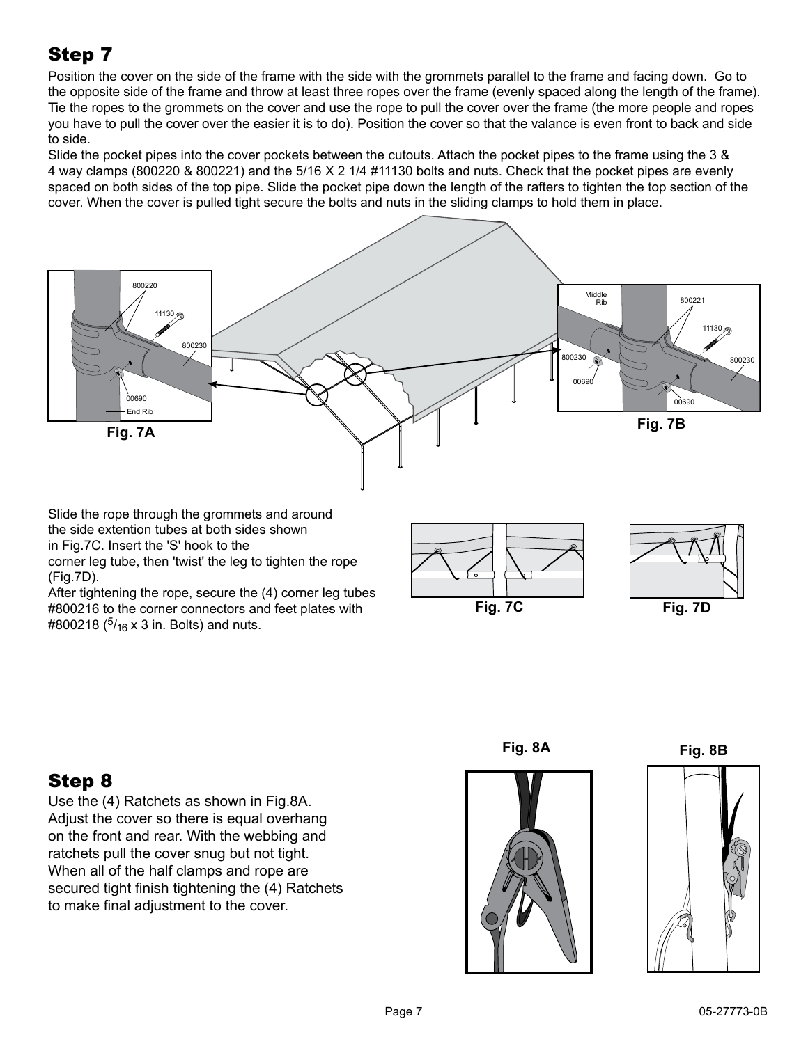## Step 7

Position the cover on the side of the frame with the side with the grommets parallel to the frame and facing down. Go to the opposite side of the frame and throw at least three ropes over the frame (evenly spaced along the length of the frame). Tie the ropes to the grommets on the cover and use the rope to pull the cover over the frame (the more people and ropes you have to pull the cover over the easier it is to do). Position the cover so that the valance is even front to back and side to side.

Slide the pocket pipes into the cover pockets between the cutouts. Attach the pocket pipes to the frame using the 3 & 4 way clamps (800220 & 800221) and the 5/16 X 2 1/4 #11130 bolts and nuts. Check that the pocket pipes are evenly spaced on both sides of the top pipe. Slide the pocket pipe down the length of the rafters to tighten the top section of the cover. When the cover is pulled tight secure the bolts and nuts in the sliding clamps to hold them in place.

Fig. 7A

Fig. 7B

Slide the rope through the grommets and around the side extention tubes at both sides shown in Fig.7C. Insert the 'S' hook to the corner leg tube, then 'twist' the leg to tighten the rope (Fig.7D).

After tightening the rope, secure the (4) corner leg tubes #800216 to the corner connectors and feet plates with #800218 ($^{5}/_{16}$ x 3 in. Bolts) and nuts.

Fig. 7C

Fig. 7D

## Step 8

Use the (4) Ratchets as shown in Fig.8A. Adjust the cover so there is equal overhang on the front and rear. With the webbing and ratchets pull the cover snug but not tight. When all of the half clamps and rope are secured tight finish tightening the (4) Ratchets to make final adjustment to the cover.

Fig. 8A

Fig. 8B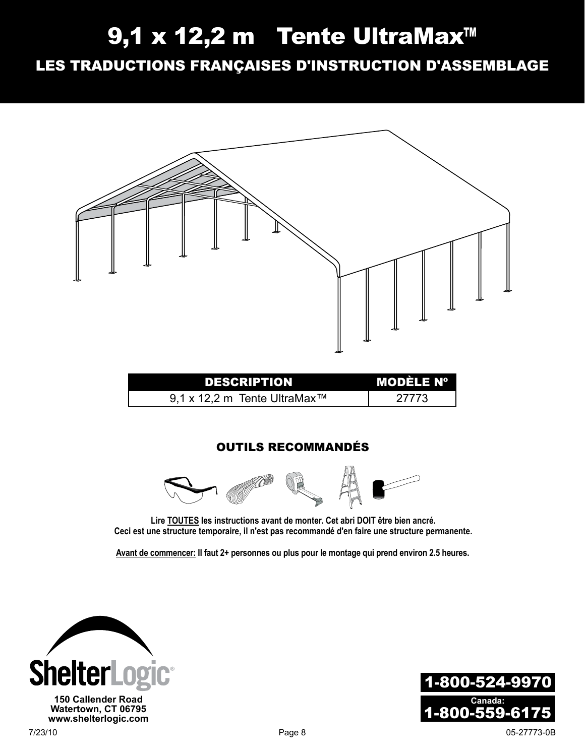# 9,1 x 12,2 m Tente UltraMax™

## LES TRADUCTIONS FRANÇAISES D'INSTRUCTION D'ASSEMBLAGE

| DESCRIPTION | MODÈLE Nº |
|---|---|
| 9,1 x 12,2 m Tente UltraMax™ | 27773 |

### OUTILS RECOMMANDÉS

**Lire TOUTES les instructions avant de monter. Cet abri DOIT être bien ancré.**
**Ceci est une structure temporaire, il n'est pas recommandé d'en faire une structure permanente.**

**Avant de commencer: Il faut 2+ personnes ou plus pour le montage qui prend environ 2.5 heures.**

ShelterLogic®
150 Callender Road
Watertown, CT 06795
www.shelterlogic.com

1-800-524-9970
Canada:
1-800-559-6175

7/23/10

05-27773-0B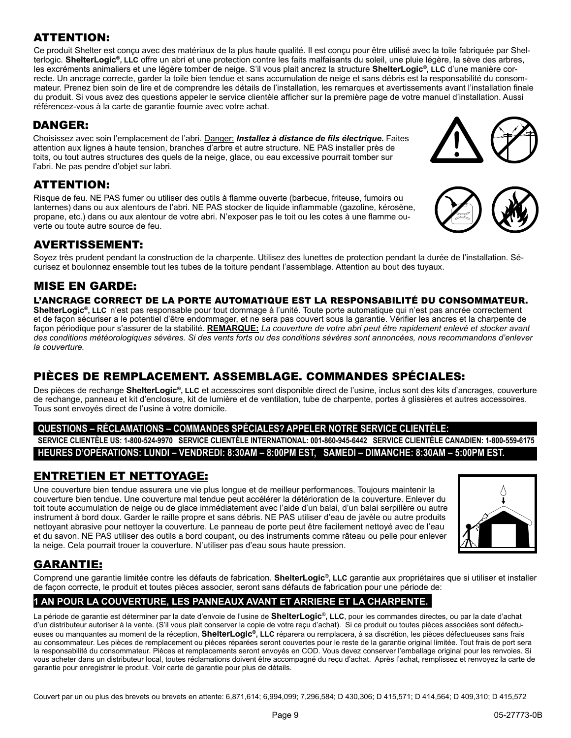## ATTENTION:

Ce produit Shelter est conçu avec des matériaux de la plus haute qualité. Il est conçu pour être utilisé avec la toile fabriquée par Shelterlogic. **ShelterLogic®, LLC** offre un abri et une protection contre les faits malfaisants du soleil, une pluie légère, la sève des arbres, les excréments animaliers et une légère tomber de neige. S'il vous plait ancrez la structure **ShelterLogic®, LLC** d'une manière correcte. Un ancrage correcte, garder la toile bien tendue et sans accumulation de neige et sans débris est la responsabilité du consommateur. Prenez bien soin de lire et de comprendre les détails de l'installation, les remarques et avertissements avant l'installation finale du produit. Si vous avez des questions appeler le service clientèle afficher sur la première page de votre manuel d'installation. Aussi référencez-vous à la carte de garantie fournie avec votre achat.

## DANGER:

Choisissez avec soin l'emplacement de l'abri. Danger: ***Installez à distance de fils électrique.*** Faites attention aux lignes à haute tension, branches d'arbre et autre structure. NE PAS installer près de toits, ou tout autres structures des quels de la neige, glace, ou eau excessive pourrait tomber sur l'abri. Ne pas pendre d'objet sur labri.

## ATTENTION:

Risque de feu. NE PAS fumer ou utiliser des outils à flamme ouverte (barbecue, friteuse, fumoirs ou lanternes) dans ou aux alentours de l'abri. NE PAS stocker de liquide inflammable (gazoline, kérosène, propane, etc.) dans ou aux alentour de votre abri. N'exposer pas le toit ou les cotes à une flamme ouverte ou toute autre source de feu.

## AVERTISSEMENT:

Soyez très prudent pendant la construction de la charpente. Utilisez des lunettes de protection pendant la durée de l'installation. Sécurisez et boulonnez ensemble tout les tubes de la toiture pendant l'assemblage. Attention au bout des tuyaux.

## MISE EN GARDE:

**L'ANCRAGE CORRECT DE LA PORTE AUTOMATIQUE EST LA RESPONSABILITÉ DU CONSOMMATEUR.**

**ShelterLogic®, LLC** n'est pas responsable pour tout dommage à l'unité. Toute porte automatique qui n'est pas ancrée correctement et de façon sécuriser a le potentiel d'être endommager, et ne sera pas couvert sous la garantie. Vérifier les ancres et la charpente de façon périodique pour s'assurer de la stabilité. **REMARQUE:** *La couverture de votre abri peut être rapidement enlevé et stocker avant des conditions météorologiques sévères. Si des vents forts ou des conditions sévères sont annoncées, nous recommandons d'enlever la couverture.*

## PIÈCES DE REMPLACEMENT. ASSEMBLAGE. COMMANDES SPÉCIALES:

Des pièces de rechange **ShelterLogic®, LLC** et accessoires sont disponible direct de l'usine, inclus sont des kits d'ancrages, couverture de rechange, panneau et kit d'enclosure, kit de lumière et de ventilation, tube de charpente, portes à glissières et autres accessoires. Tous sont envoyés direct de l'usine à votre domicile.

**QUESTIONS – RÉCLAMATIONS – COMMANDES SPÉCIALES? APPELER NOTRE SERVICE CLIENTÈLE:**

**SERVICE CLIENTÈLE US: 1-800-524-9970 SERVICE CLIENTÈLE INTERNATIONAL: 001-860-945-6442 SERVICE CLIENTÈLE CANADIEN: 1-800-559-6175**

**HEURES D'OPÉRATIONS: LUNDI – VENDREDI: 8:30AM – 8:00PM EST, SAMEDI – DIMANCHE: 8:30AM – 5:00PM EST.**

## ENTRETIEN ET NETTOYAGE:

Une couverture bien tendue assurera une vie plus longue et de meilleur performances. Toujours maintenir la couverture bien tendue. Une couverture mal tendue peut accélérer la détérioration de la couverture. Enlever du toit toute accumulation de neige ou de glace immédiatement avec l'aide d'un balai, d'un balai serpillère ou autre instrument à bord doux. Garder le raille propre et sans débris. NE PAS utiliser d'eau de javèle ou autre produits nettoyant abrasive pour nettoyer la couverture. Le panneau de porte peut être facilement nettoyé avec de l'eau et du savon. NE PAS utiliser des outils a bord coupant, ou des instruments comme râteau ou pelle pour enlever la neige. Cela pourrait trouer la couverture. N'utiliser pas d'eau sous haute pression.

## GARANTIE:

Comprend une garantie limitée contre les défauts de fabrication. **ShelterLogic®, LLC** garantie aux propriétaires que si utiliser et installer de façon correcte, le produit et toutes pièces associer, seront sans défauts de fabrication pour une période de:

**1 AN POUR LA COUVERTURE, LES PANNEAUX AVANT ET ARRIERE ET LA CHARPENTE.**

La période de garantie est déterminer par la date d'envoie de l'usine de **ShelterLogic®, LLC**, pour les commandes directes, ou par la date d'achat d'un distributeur autoriser à la vente. (S'il vous plait conserver la copie de votre reçu d'achat). Si ce produit ou toutes pièces associées sont défectueuses ou manquantes au moment de la réception, **ShelterLogic®, LLC** réparera ou remplacera, à sa discrétion, les pièces défectueuses sans frais au consommateur. Les pièces de remplacement ou pièces réparées seront couvertes pour le reste de la garantie original limitée. Tout frais de port sera la responsabilité du consommateur. Pièces et remplacements seront envoyés en COD. Vous devez conserver l'emballage original pour les renvoies. Si vous acheter dans un distributeur local, toutes réclamations doivent être accompagné du reçu d'achat. Après l'achat, remplissez et renvoyez la carte de garantie pour enregistrer le produit. Voir carte de garantie pour plus de détails.

Couvert par un ou plus des brevets ou brevets en attente: 6,871,614; 6,994,099; 7,296,584; D 430,306; D 415,571; D 414,564; D 409,310; D 415,572

05-27773-0B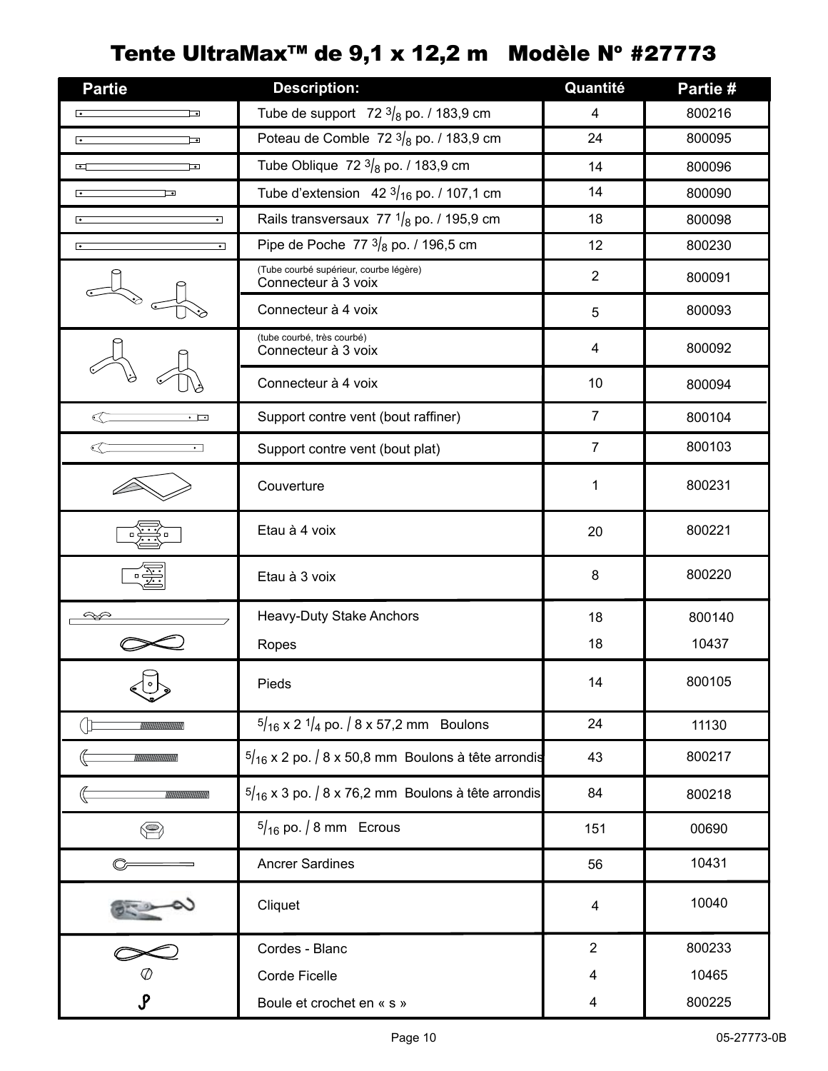# Tente UltraMax™ de 9,1 x 12,2 m   Modèle N° #27773

| Partie | Description: | Quantité | Partie # |
|---|---|---|---|
| | Tube de support 72 3/8 po. / 183,9 cm | 4 | 800216 |
| | Poteau de Comble 72 3/8 po. / 183,9 cm | 24 | 800095 |
| | Tube Oblique 72 3/8 po. / 183,9 cm | 14 | 800096 |
| | Tube d'extension 42 3/16 po. / 107,1 cm | 14 | 800090 |
| | Rails transversaux 77 1/8 po. / 195,9 cm | 18 | 800098 |
| | Pipe de Poche 77 3/8 po. / 196,5 cm | 12 | 800230 |
| | (Tube courbé supérieur, courbe légère) Connecteur à 3 voix | 2 | 800091 |
| | Connecteur à 4 voix | 5 | 800093 |
| | (tube courbé, très courbé) Connecteur à 3 voix | 4 | 800092 |
| | Connecteur à 4 voix | 10 | 800094 |
| | Support contre vent (bout raffiner) | 7 | 800104 |
| | Support contre vent (bout plat) | 7 | 800103 |
| | Couverture | 1 | 800231 |
| | Etau à 4 voix | 20 | 800221 |
| | Etau à 3 voix | 8 | 800220 |
| | Heavy-Duty Stake Anchors | 18 | 800140 |
| | Ropes | 18 | 10437 |
| | Pieds | 14 | 800105 |
| | 5/16 x 2 1/4 po. / 8 x 57,2 mm Boulons | 24 | 11130 |
| | 5/16 x 2 po. / 8 x 50,8 mm Boulons à tête arrondis | 43 | 800217 |
| | 5/16 x 3 po. / 8 x 76,2 mm Boulons à tête arrondis | 84 | 800218 |
| | 5/16 po. / 8 mm Ecrous | 151 | 00690 |
| | Ancrer Sardines | 56 | 10431 |
| | Cliquet | 4 | 10040 |
| | Cordes - Blanc | 2 | 800233 |
| | Corde Ficelle | 4 | 10465 |
| | Boule et crochet en « s » | 4 | 800225 |

05-27773-0B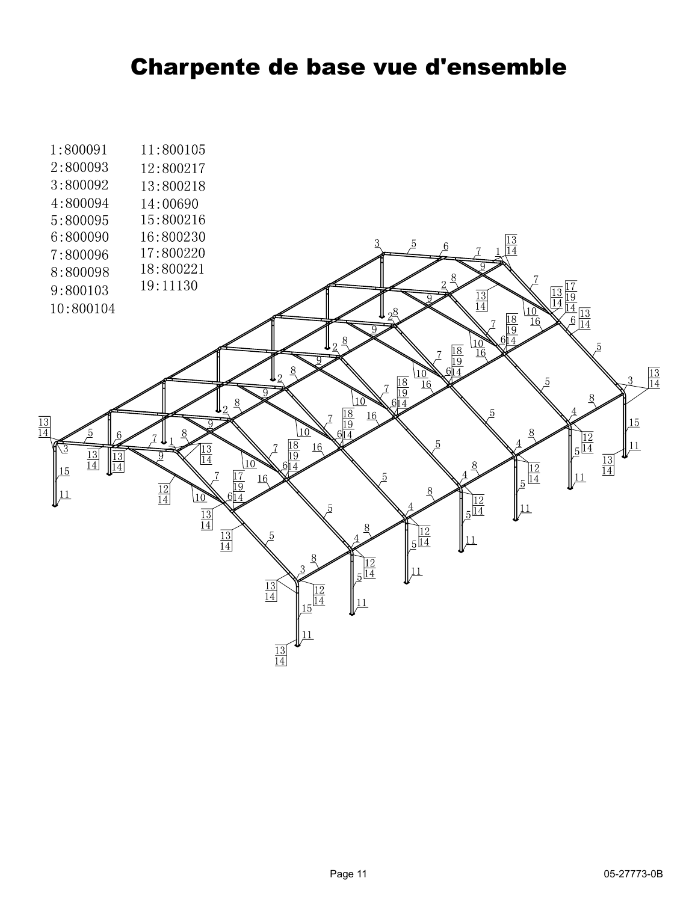# Charpente de base vue d'ensemble

1:800091
2:800093
3:800092
4:800094
5:800095
6:800090
7:800096
8:800098
9:800103
10:800104
11:800105
12:800217
13:800218
14:00690
15:800216
16:800230
17:800220
18:800221
19:11130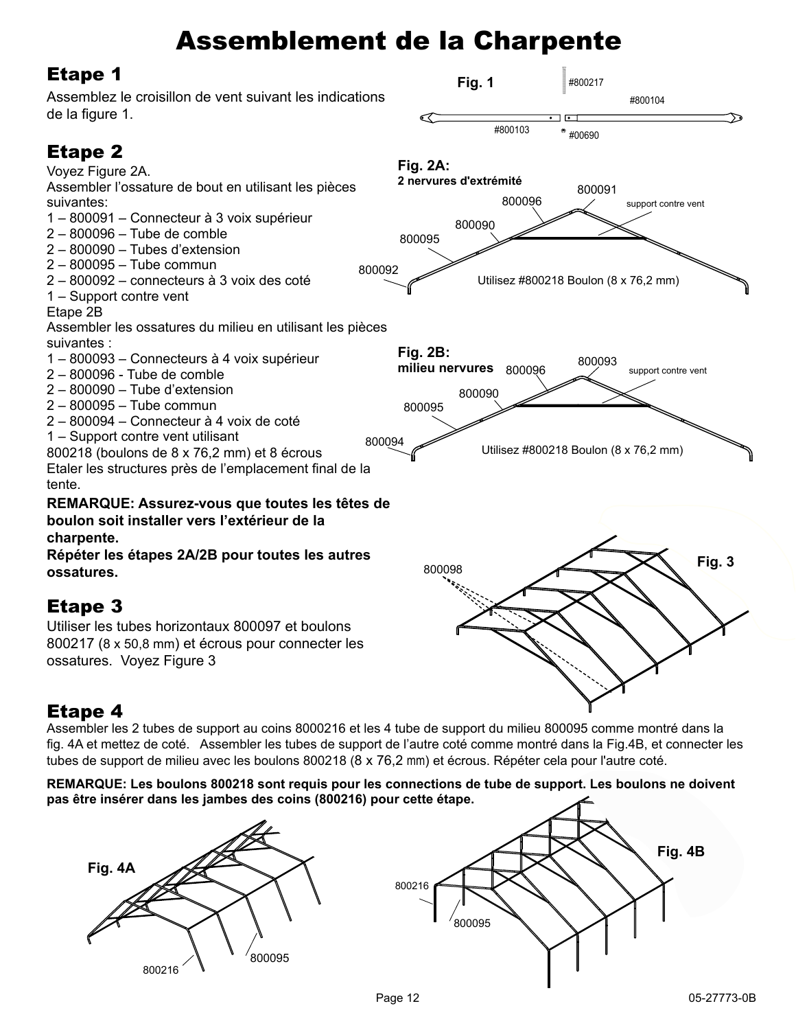# Assemblement de la Charpente

## Etape 1

Assemblez le croisillon de vent suivant les indications de la figure 1.

Fig. 1

#800217 #800104 #800103 #00690

## Etape 2

Voyez Figure 2A.

Assembler l'ossature de bout en utilisant les pièces suivantes:

1 – 800091 – Connecteur à 3 voix supérieur
2 – 800096 – Tube de comble
2 – 800090 – Tubes d'extension
2 – 800095 – Tube commun
2 – 800092 – connecteurs à 3 voix des coté
1 – Support contre vent

Etape 2B

Assembler les ossatures du milieu en utilisant les pièces suivantes :

1 – 800093 – Connecteurs à 4 voix supérieur
2 – 800096 - Tube de comble
2 – 800090 – Tube d'extension
2 – 800095 – Tube commun
2 – 800094 – Connecteur à 4 voix de coté
1 – Support contre vent utilisant 800218 (boulons de 8 x 76,2 mm) et 8 écrous

Etaler les structures près de l'emplacement final de la tente.

**REMARQUE: Assurez-vous que toutes les têtes de boulon soit installer vers l'extérieur de la charpente.**

**Répéter les étapes 2A/2B pour toutes les autres ossatures.**

**Fig. 2A:**
**2 nervures d'extrémité**

800091 800096 support contre vent 800090 800095 800092

Utilisez #800218 Boulon (8 x 76,2 mm)

**Fig. 2B:**
**milieu nervures**

800093 800096 support contre vent 800090 800095 800094

Utilisez #800218 Boulon (8 x 76,2 mm)

## Etape 3

Utiliser les tubes horizontaux 800097 et boulons 800217 (8 x 50,8 mm) et écrous pour connecter les ossatures. Voyez Figure 3

Fig. 3

800098

## Etape 4

Assembler les 2 tubes de support au coins 8000216 et les 4 tube de support du milieu 800095 comme montré dans la fig. 4A et mettez de coté. Assembler les tubes de support de l'autre coté comme montré dans la Fig.4B, et connecter les tubes de support de milieu avec les boulons 800218 (8 x 76,2 mm) et écrous. Répéter cela pour l'autre coté.

**REMARQUE: Les boulons 800218 sont requis pour les connections de tube de support. Les boulons ne doivent pas être insérer dans les jambes des coins (800216) pour cette étape.**

Fig. 4A

800216 800095

Fig. 4B

800216 800095

05-27773-0B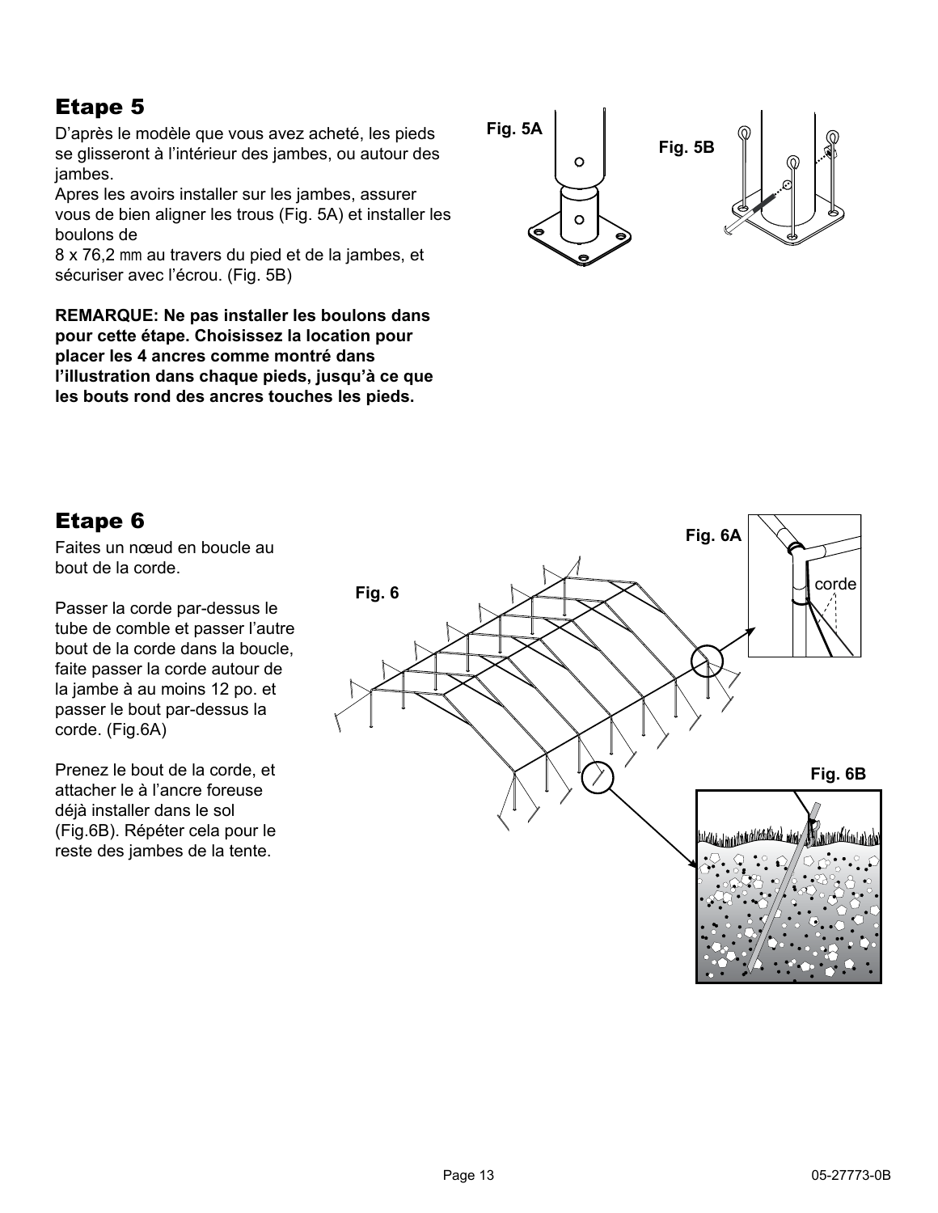## Etape 5

D'après le modèle que vous avez acheté, les pieds se glisseront à l'intérieur des jambes, ou autour des jambes.
Apres les avoirs installer sur les jambes, assurer vous de bien aligner les trous (Fig. 5A) et installer les boulons de
8 x 76,2 mm au travers du pied et de la jambes, et sécuriser avec l'écrou. (Fig. 5B)

**REMARQUE: Ne pas installer les boulons dans pour cette étape. Choisissez la location pour placer les 4 ancres comme montré dans l'illustration dans chaque pieds, jusqu'à ce que les bouts rond des ancres touches les pieds.**

Fig. 5A

Fig. 5B

## Etape 6

Faites un nœud en boucle au bout de la corde.

Passer la corde par-dessus le tube de comble et passer l'autre bout de la corde dans la boucle, faite passer la corde autour de la jambe à au moins 12 po. et passer le bout par-dessus la corde. (Fig.6A)

Prenez le bout de la corde, et attacher le à l'ancre foreuse déjà installer dans le sol (Fig.6B). Répéter cela pour le reste des jambes de la tente.

Fig. 6

Fig. 6A

corde

Fig. 6B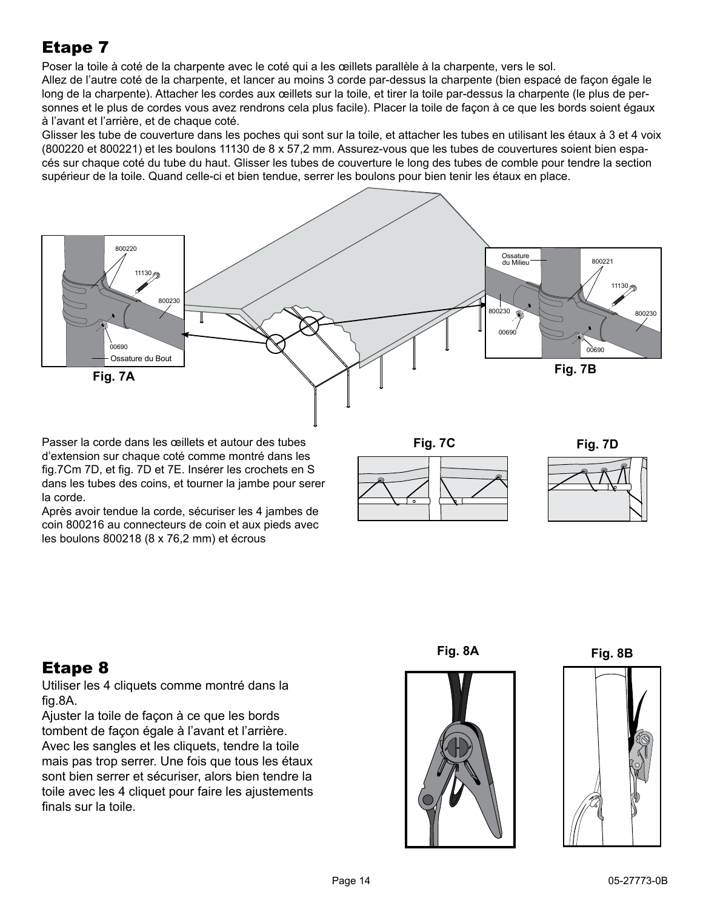## Etape 7

Poser la toile à coté de la charpente avec le coté qui a les œillets parallèle à la charpente, vers le sol.
Allez de l'autre coté de la charpente, et lancer au moins 3 corde par-dessus la charpente (bien espacé de façon égale le long de la charpente). Attacher les cordes aux œillets sur la toile, et tirer la toile par-dessus la charpente (le plus de personnes et le plus de cordes vous avez rendrons cela plus facile). Placer la toile de façon à ce que les bords soient égaux à l'avant et l'arrière, et de chaque coté.
Glisser les tube de couverture dans les poches qui sont sur la toile, et attacher les tubes en utilisant les étaux à 3 et 4 voix (800220 et 800221) et les boulons 11130 de 8 x 57,2 mm. Assurez-vous que les tubes de couvertures soient bien espacés sur chaque coté du tube du haut. Glisser les tubes de couverture le long des tubes de comble pour tendre la section supérieur de la toile. Quand celle-ci et bien tendue, serrer les boulons pour bien tenir les étaux en place.

800220
11130
800230
00690
Ossature du Bout

Fig. 7A

Ossature du Milieu
800221
11130
800230
800230
00690
00690

Fig. 7B

Passer la corde dans les œillets et autour des tubes d'extension sur chaque coté comme montré dans les fig.7Cm 7D, et fig. 7D et 7E. Insérer les crochets en S dans les tubes des coins, et tourner la jambe pour serer la corde.
Après avoir tendue la corde, sécuriser les 4 jambes de coin 800216 au connecteurs de coin et aux pieds avec les boulons 800218 (8 x 76,2 mm) et écrous

Fig. 7C

Fig. 7D

## Etape 8

Utiliser les 4 cliquets comme montré dans la fig.8A.
Ajuster la toile de façon à ce que les bords tombent de façon égale à l'avant et l'arrière. Avec les sangles et les cliquets, tendre la toile mais pas trop serrer. Une fois que tous les étaux sont bien serrer et sécuriser, alors bien tendre la toile avec les 4 cliquet pour faire les ajustements finals sur la toile.

Fig. 8A

Fig. 8B